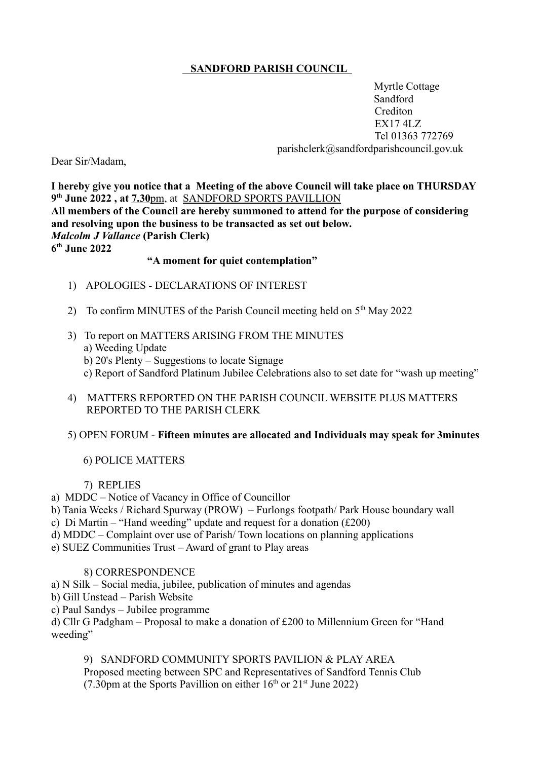# SANDFORD PARISH COUNCIL

Myrtle Cottage
Sandford
Crediton
EX17 4LZ
Tel 01363 772769
parishclerk@sandfordparishcouncil.gov.uk

Dear Sir/Madam,

**I hereby give you notice that a Meeting of the above Council will take place on THURSDAY 9th June 2022 , at 7.30pm, at SANDFORD SPORTS PAVILLION**
**All members of the Council are hereby summoned to attend for the purpose of considering and resolving upon the business to be transacted as set out below.**
***Malcolm J Vallance*** **(Parish Clerk)**
**6th June 2022**

**"A moment for quiet contemplation"**

1) APOLOGIES - DECLARATIONS OF INTEREST

2) To confirm MINUTES of the Parish Council meeting held on 5th May 2022

3) To report on MATTERS ARISING FROM THE MINUTES
   a) Weeding Update
   b) 20's Plenty – Suggestions to locate Signage
   c) Report of Sandford Platinum Jubilee Celebrations also to set date for "wash up meeting"

4) MATTERS REPORTED ON THE PARISH COUNCIL WEBSITE PLUS MATTERS REPORTED TO THE PARISH CLERK

5) OPEN FORUM - **Fifteen minutes are allocated and Individuals may speak for 3minutes**

6) POLICE MATTERS

7) REPLIES

a) MDDC – Notice of Vacancy in Office of Councillor
b) Tania Weeks / Richard Spurway (PROW) – Furlongs footpath/ Park House boundary wall
c) Di Martin – "Hand weeding" update and request for a donation (£200)
d) MDDC – Complaint over use of Parish/ Town locations on planning applications
e) SUEZ Communities Trust – Award of grant to Play areas

8) CORRESPONDENCE

a) N Silk – Social media, jubilee, publication of minutes and agendas
b) Gill Unstead – Parish Website
c) Paul Sandys – Jubilee programme
d) Cllr G Padgham – Proposal to make a donation of £200 to Millennium Green for "Hand weeding"

9) SANDFORD COMMUNITY SPORTS PAVILION & PLAY AREA
Proposed meeting between SPC and Representatives of Sandford Tennis Club (7.30pm at the Sports Pavillion on either 16th or 21st June 2022)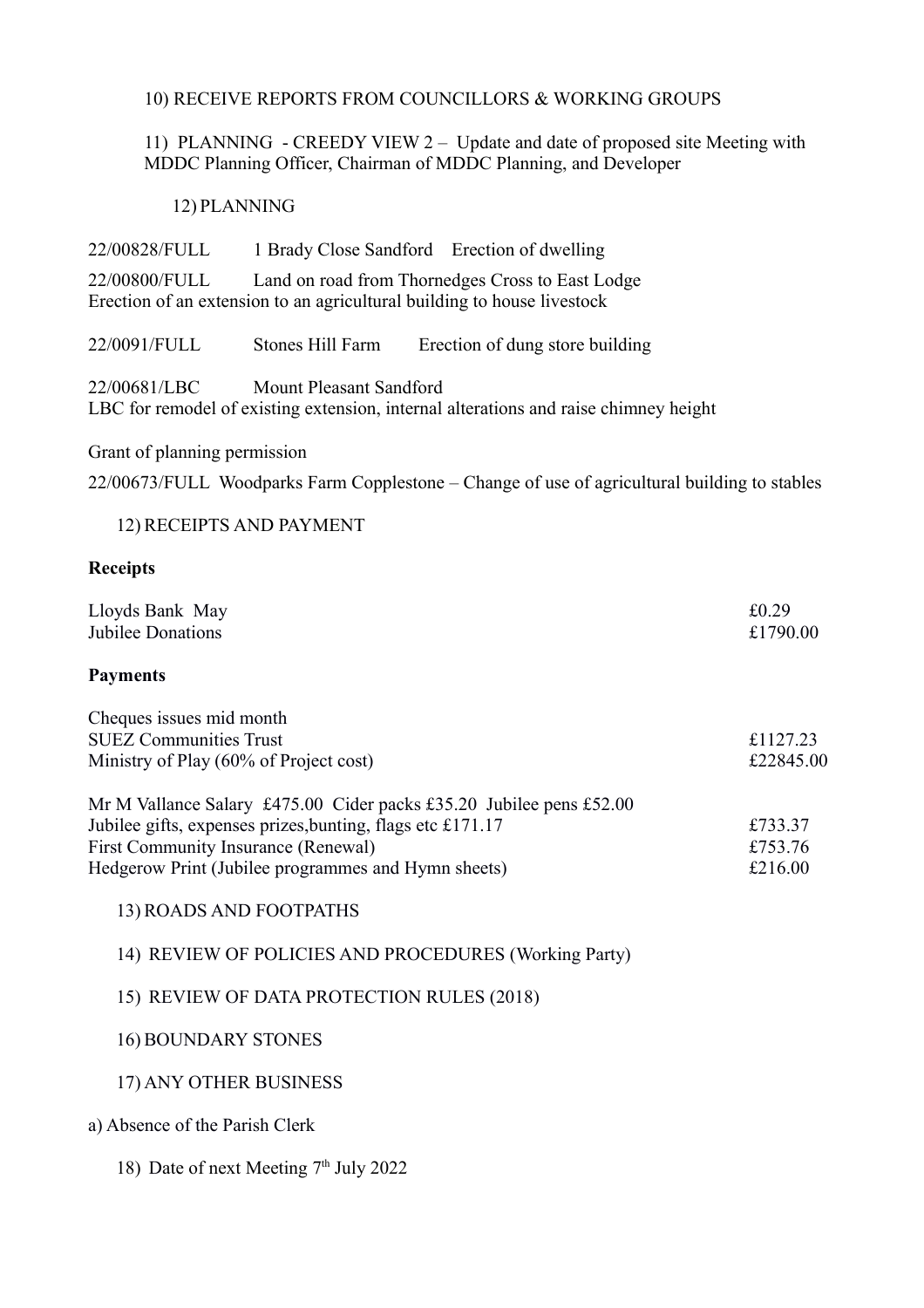10) RECEIVE REPORTS FROM COUNCILLORS & WORKING GROUPS

11) PLANNING - CREEDY VIEW 2 – Update and date of proposed site Meeting with MDDC Planning Officer, Chairman of MDDC Planning, and Developer

12) PLANNING

22/00828/FULL 1 Brady Close Sandford Erection of dwelling

22/00800/FULL Land on road from Thornedges Cross to East Lodge
Erection of an extension to an agricultural building to house livestock

22/0091/FULL Stones Hill Farm Erection of dung store building

22/00681/LBC Mount Pleasant Sandford
LBC for remodel of existing extension, internal alterations and raise chimney height

Grant of planning permission

22/00673/FULL Woodparks Farm Copplestone – Change of use of agricultural building to stables

12) RECEIPTS AND PAYMENT

**Receipts**

| | |
|---|---|
| Lloyds Bank May | £0.29 |
| Jubilee Donations | £1790.00 |

**Payments**

| | |
|---|---|
| Cheques issues mid month | |
| SUEZ Communities Trust | £1127.23 |
| Ministry of Play (60% of Project cost) | £22845.00 |
| Mr M Vallance Salary £475.00 Cider packs £35.20 Jubilee pens £52.00 | |
| Jubilee gifts, expenses prizes,bunting, flags etc £171.17 | £733.37 |
| First Community Insurance (Renewal) | £753.76 |
| Hedgerow Print (Jubilee programmes and Hymn sheets) | £216.00 |

13) ROADS AND FOOTPATHS

14) REVIEW OF POLICIES AND PROCEDURES (Working Party)

15) REVIEW OF DATA PROTECTION RULES (2018)

16) BOUNDARY STONES

17) ANY OTHER BUSINESS

a) Absence of the Parish Clerk

18) Date of next Meeting 7th July 2022